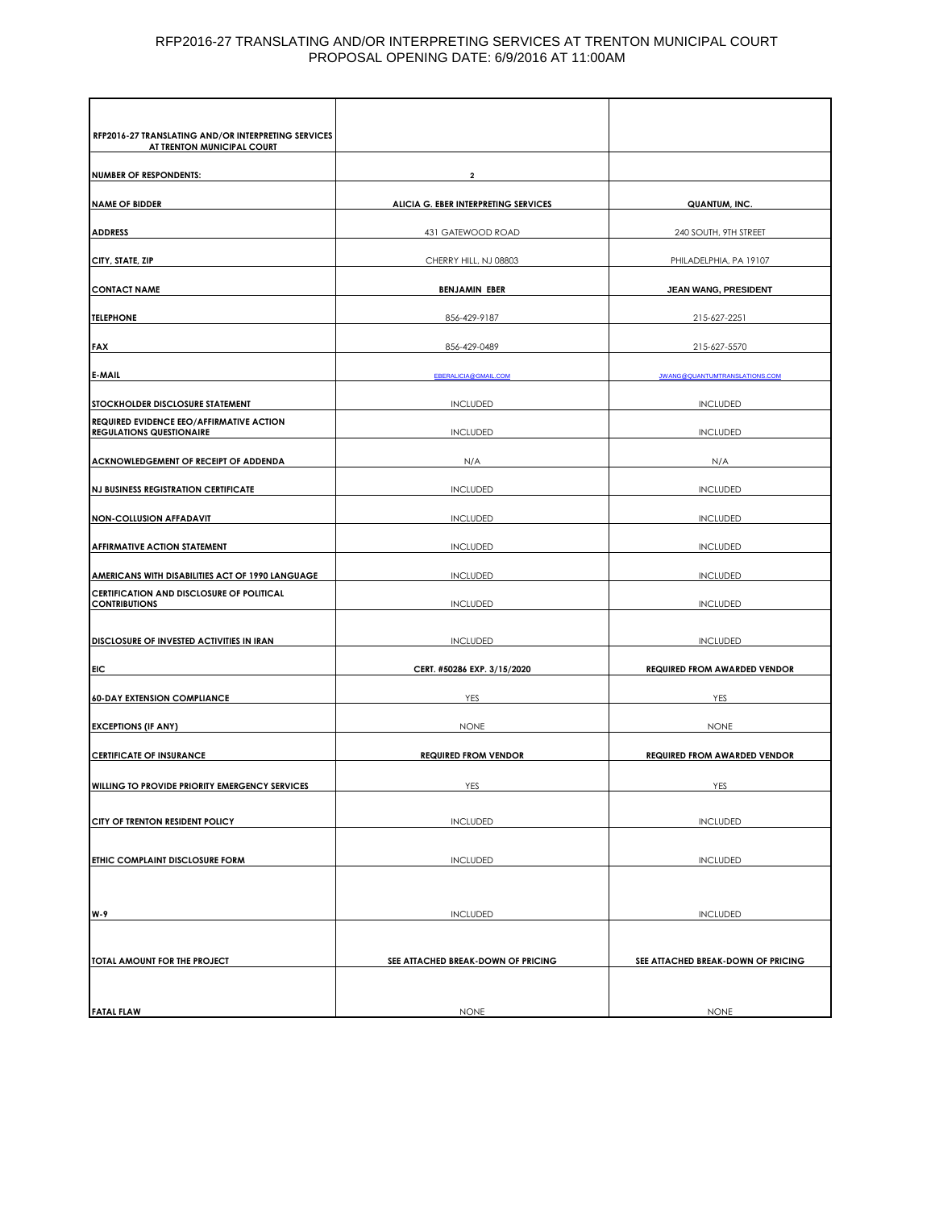# RFP2016-27 TRANSLATING AND/OR INTERPRETING SERVICES AT TRENTON MUNICIPAL COURT
PROPOSAL OPENING DATE: 6/9/2016 AT 11:00AM

| RFP2016-27 TRANSLATING AND/OR INTERPRETING SERVICES AT TRENTON MUNICIPAL COURT | | |
|---|---|---|
| **NUMBER OF RESPONDENTS:** | **2** | |
| **NAME OF BIDDER** | **ALICIA G. EBER INTERPRETING SERVICES** | **QUANTUM, INC.** |
| **ADDRESS** | 431 GATEWOOD ROAD | 240 SOUTH, 9TH STREET |
| **CITY, STATE, ZIP** | CHERRY HILL, NJ 08803 | PHILADELPHIA, PA 19107 |
| **CONTACT NAME** | **BENJAMIN EBER** | **JEAN WANG, PRESIDENT** |
| **TELEPHONE** | 856-429-9187 | 215-627-2251 |
| **FAX** | 856-429-0489 | 215-627-5570 |
| **E-MAIL** | EBERALICIA@GMAIL.COM | JWANG@QUANTUMTRANSLATIONS.COM |
| **STOCKHOLDER DISCLOSURE STATEMENT** | INCLUDED | INCLUDED |
| **REQUIRED EVIDENCE EEO/AFFIRMATIVE ACTION REGULATIONS QUESTIONAIRE** | INCLUDED | INCLUDED |
| **ACKNOWLEDGEMENT OF RECEIPT OF ADDENDA** | N/A | N/A |
| **NJ BUSINESS REGISTRATION CERTIFICATE** | INCLUDED | INCLUDED |
| **NON-COLLUSION AFFADAVIT** | INCLUDED | INCLUDED |
| **AFFIRMATIVE ACTION STATEMENT** | INCLUDED | INCLUDED |
| **AMERICANS WITH DISABILITIES ACT OF 1990 LANGUAGE** | INCLUDED | INCLUDED |
| **CERTIFICATION AND DISCLOSURE OF POLITICAL CONTRIBUTIONS** | INCLUDED | INCLUDED |
| **DISCLOSURE OF INVESTED ACTIVITIES IN IRAN** | INCLUDED | INCLUDED |
| **EIC** | **CERT. #50286 EXP. 3/15/2020** | **REQUIRED FROM AWARDED VENDOR** |
| **60-DAY EXTENSION COMPLIANCE** | YES | YES |
| **EXCEPTIONS (IF ANY)** | NONE | NONE |
| **CERTIFICATE OF INSURANCE** | **REQUIRED FROM VENDOR** | **REQUIRED FROM AWARDED VENDOR** |
| **WILLING TO PROVIDE PRIORITY EMERGENCY SERVICES** | YES | YES |
| **CITY OF TRENTON RESIDENT POLICY** | INCLUDED | INCLUDED |
| **ETHIC COMPLAINT DISCLOSURE FORM** | INCLUDED | INCLUDED |
| **W-9** | INCLUDED | INCLUDED |
| **TOTAL AMOUNT FOR THE PROJECT** | **SEE ATTACHED BREAK-DOWN OF PRICING** | **SEE ATTACHED BREAK-DOWN OF PRICING** |
| **FATAL FLAW** | NONE | NONE |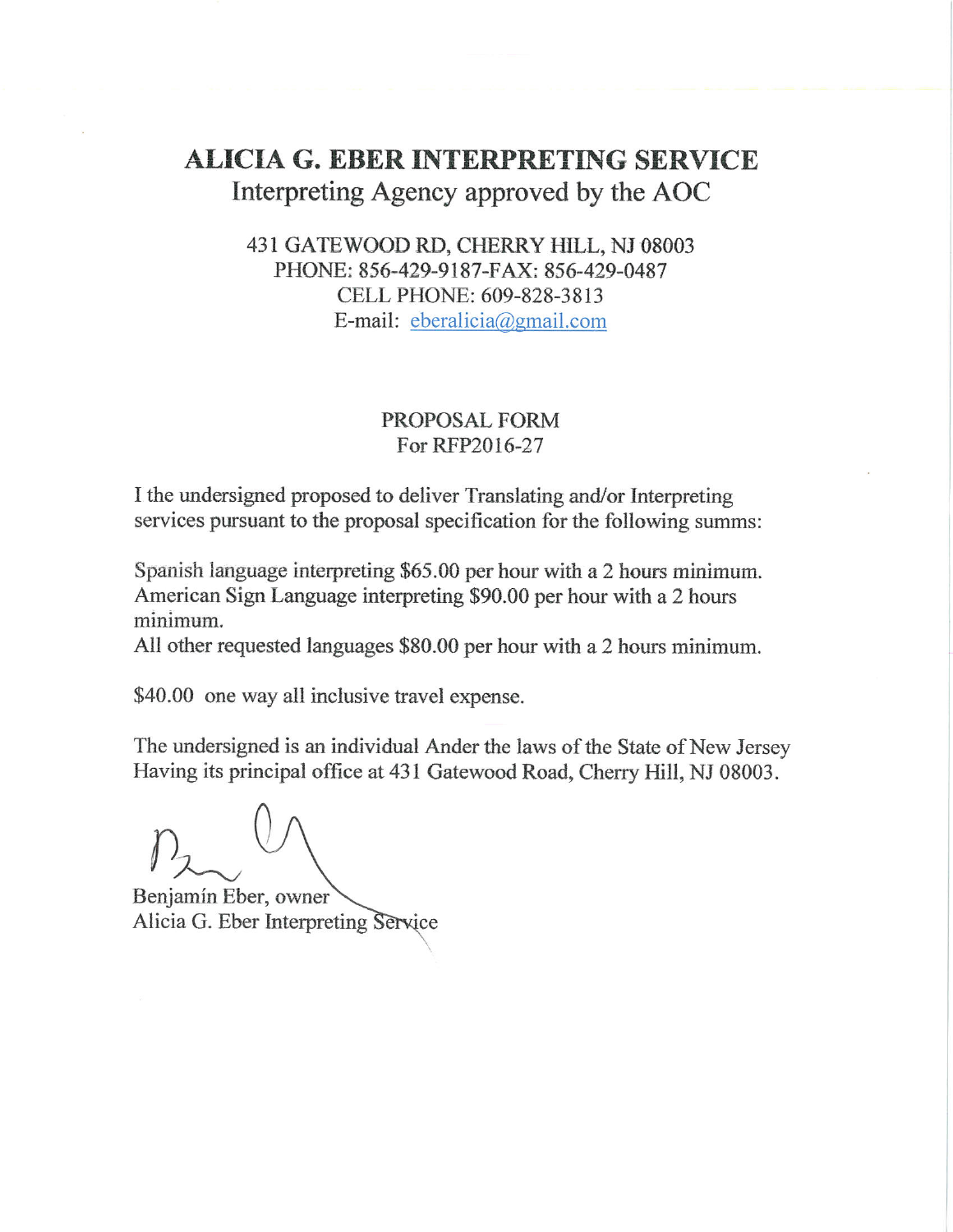# ALICIA G. EBER INTERPRETING SERVICE

Interpreting Agency approved by the AOC

431 GATEWOOD RD, CHERRY HILL, NJ 08003
PHONE: 856-429-9187-FAX: 856-429-0487
CELL PHONE: 609-828-3813
E-mail: eberalicia@gmail.com

PROPOSAL FORM
For RFP2016-27

I the undersigned proposed to deliver Translating and/or Interpreting services pursuant to the proposal specification for the following summs:

Spanish language interpreting $65.00 per hour with a 2 hours minimum.
American Sign Language interpreting $90.00 per hour with a 2 hours minimum.
All other requested languages $80.00 per hour with a 2 hours minimum.

$40.00 one way all inclusive travel expense.

The undersigned is an individual Ander the laws of the State of New Jersey Having its principal office at 431 Gatewood Road, Cherry Hill, NJ 08003.

Benjamín Eber, owner
Alicia G. Eber Interpreting Service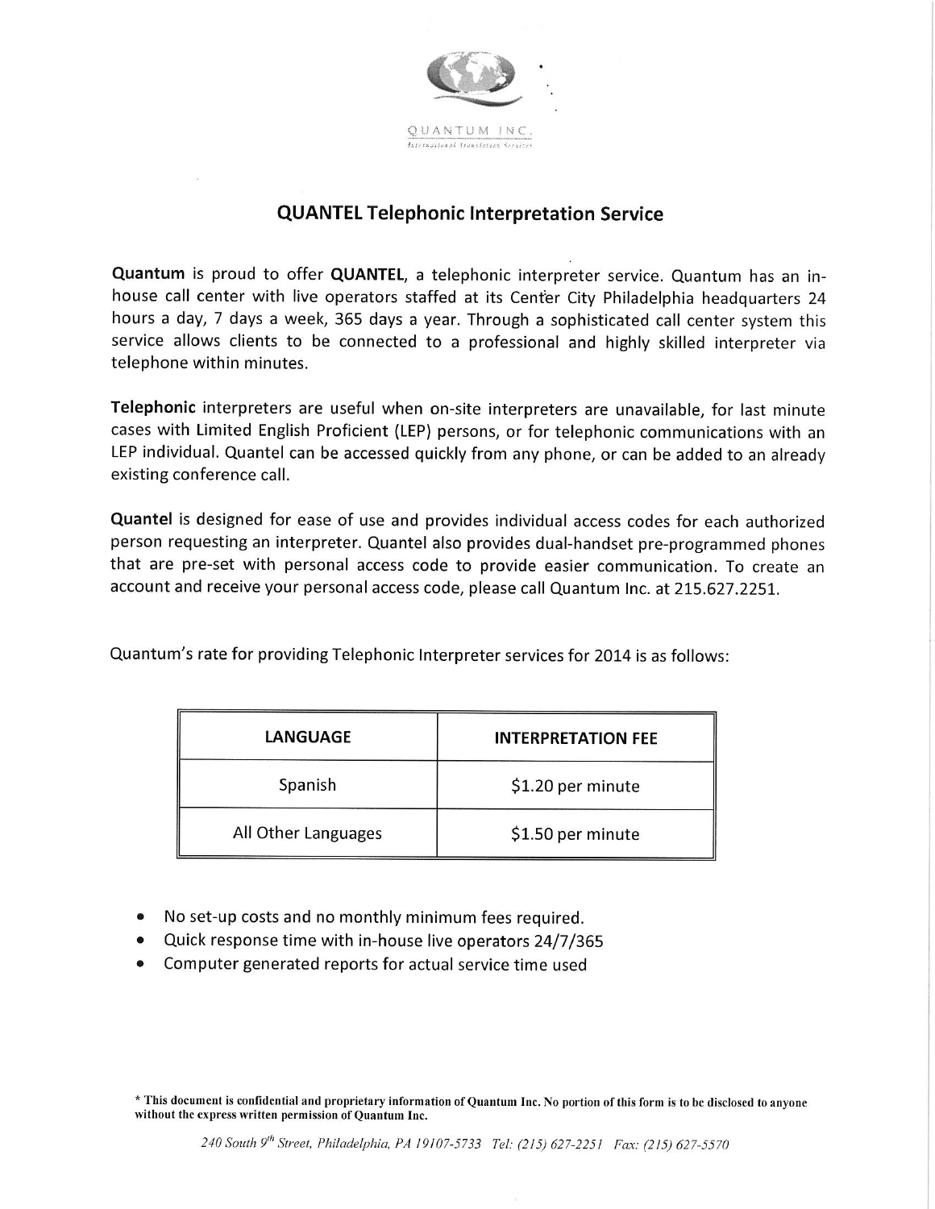QUANTUM INC.
International Translation Services

## QUANTEL Telephonic Interpretation Service

**Quantum** is proud to offer **QUANTEL**, a telephonic interpreter service. Quantum has an in-house call center with live operators staffed at its Center City Philadelphia headquarters 24 hours a day, 7 days a week, 365 days a year. Through a sophisticated call center system this service allows clients to be connected to a professional and highly skilled interpreter via telephone within minutes.

**Telephonic** interpreters are useful when on-site interpreters are unavailable, for last minute cases with Limited English Proficient (LEP) persons, or for telephonic communications with an LEP individual. Quantel can be accessed quickly from any phone, or can be added to an already existing conference call.

**Quantel** is designed for ease of use and provides individual access codes for each authorized person requesting an interpreter. Quantel also provides dual-handset pre-programmed phones that are pre-set with personal access code to provide easier communication. To create an account and receive your personal access code, please call Quantum Inc. at 215.627.2251.

Quantum's rate for providing Telephonic Interpreter services for 2014 is as follows:

| LANGUAGE | INTERPRETATION FEE |
|---|---|
| Spanish | $1.20 per minute |
| All Other Languages | $1.50 per minute |

- No set-up costs and no monthly minimum fees required.
- Quick response time with in-house live operators 24/7/365
- Computer generated reports for actual service time used

**\* This document is confidential and proprietary information of Quantum Inc. No portion of this form is to be disclosed to anyone without the express written permission of Quantum Inc.**

*240 South 9th Street, Philadelphia, PA 19107-5733 Tel: (215) 627-2251 Fax: (215) 627-5570*